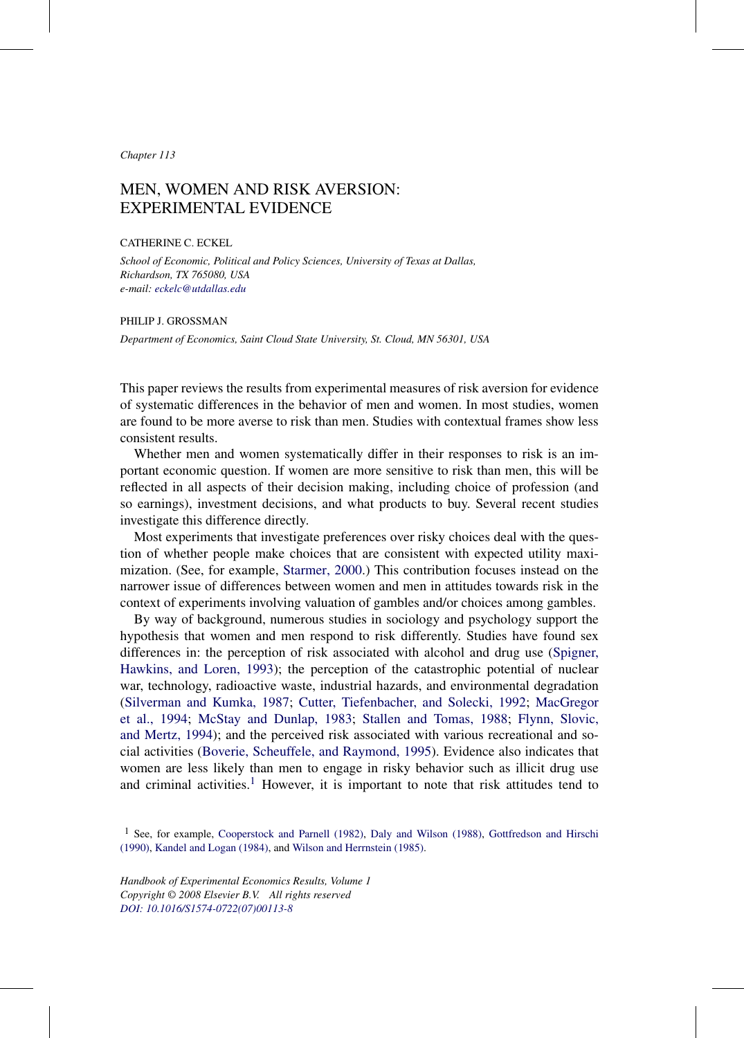*Chapter 113*

# MEN, WOMEN AND RISK AVERSION: EXPERIMENTAL EVIDENCE

CATHERINE C. ECKEL

*School of Economic, Political and Policy Sciences, University of Texas at Dallas, Richardson, TX 765080, USA*
*e-mail: eckelc@utdallas.edu*

PHILIP J. GROSSMAN

*Department of Economics, Saint Cloud State University, St. Cloud, MN 56301, USA*

This paper reviews the results from experimental measures of risk aversion for evidence of systematic differences in the behavior of men and women. In most studies, women are found to be more averse to risk than men. Studies with contextual frames show less consistent results.

Whether men and women systematically differ in their responses to risk is an important economic question. If women are more sensitive to risk than men, this will be reflected in all aspects of their decision making, including choice of profession (and so earnings), investment decisions, and what products to buy. Several recent studies investigate this difference directly.

Most experiments that investigate preferences over risky choices deal with the question of whether people make choices that are consistent with expected utility maximization. (See, for example, Starmer, 2000.) This contribution focuses instead on the narrower issue of differences between women and men in attitudes towards risk in the context of experiments involving valuation of gambles and/or choices among gambles.

By way of background, numerous studies in sociology and psychology support the hypothesis that women and men respond to risk differently. Studies have found sex differences in: the perception of risk associated with alcohol and drug use (Spigner, Hawkins, and Loren, 1993); the perception of the catastrophic potential of nuclear war, technology, radioactive waste, industrial hazards, and environmental degradation (Silverman and Kumka, 1987; Cutter, Tiefenbacher, and Solecki, 1992; MacGregor et al., 1994; McStay and Dunlap, 1983; Stallen and Tomas, 1988; Flynn, Slovic, and Mertz, 1994); and the perceived risk associated with various recreational and social activities (Boverie, Scheuffele, and Raymond, 1995). Evidence also indicates that women are less likely than men to engage in risky behavior such as illicit drug use and criminal activities.[1] However, it is important to note that risk attitudes tend to

[1] See, for example, Cooperstock and Parnell (1982), Daly and Wilson (1988), Gottfredson and Hirschi (1990), Kandel and Logan (1984), and Wilson and Herrnstein (1985).

*Handbook of Experimental Economics Results, Volume 1*
*Copyright © 2008 Elsevier B.V. All rights reserved*
*DOI: 10.1016/S1574-0722(07)00113-8*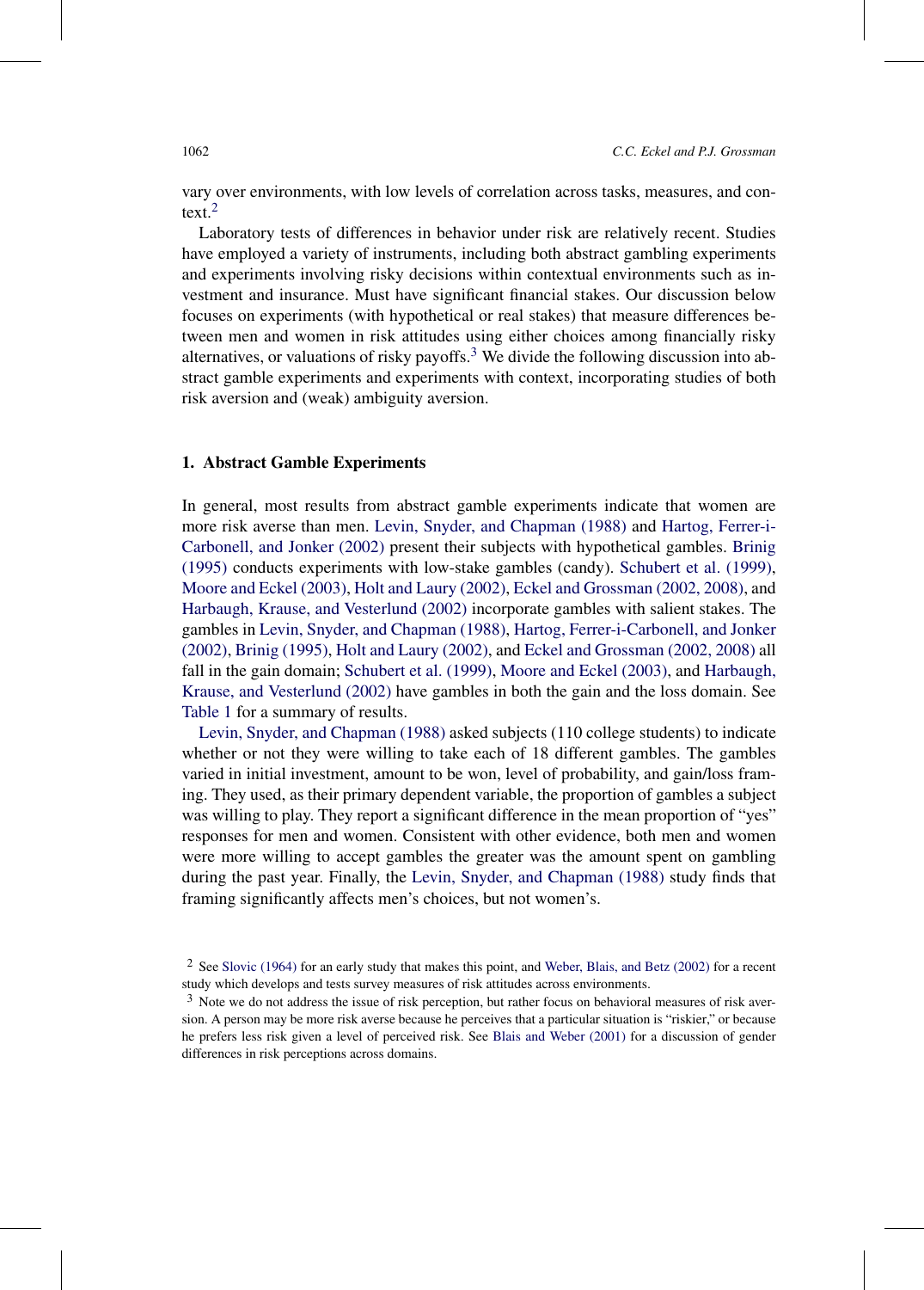vary over environments, with low levels of correlation across tasks, measures, and context.[2]

Laboratory tests of differences in behavior under risk are relatively recent. Studies have employed a variety of instruments, including both abstract gambling experiments and experiments involving risky decisions within contextual environments such as investment and insurance. Must have significant financial stakes. Our discussion below focuses on experiments (with hypothetical or real stakes) that measure differences between men and women in risk attitudes using either choices among financially risky alternatives, or valuations of risky payoffs.[3] We divide the following discussion into abstract gamble experiments and experiments with context, incorporating studies of both risk aversion and (weak) ambiguity aversion.

## 1. Abstract Gamble Experiments

In general, most results from abstract gamble experiments indicate that women are more risk averse than men. Levin, Snyder, and Chapman (1988) and Hartog, Ferrer-i-Carbonell, and Jonker (2002) present their subjects with hypothetical gambles. Brinig (1995) conducts experiments with low-stake gambles (candy). Schubert et al. (1999), Moore and Eckel (2003), Holt and Laury (2002), Eckel and Grossman (2002, 2008), and Harbaugh, Krause, and Vesterlund (2002) incorporate gambles with salient stakes. The gambles in Levin, Snyder, and Chapman (1988), Hartog, Ferrer-i-Carbonell, and Jonker (2002), Brinig (1995), Holt and Laury (2002), and Eckel and Grossman (2002, 2008) all fall in the gain domain; Schubert et al. (1999), Moore and Eckel (2003), and Harbaugh, Krause, and Vesterlund (2002) have gambles in both the gain and the loss domain. See Table 1 for a summary of results.

Levin, Snyder, and Chapman (1988) asked subjects (110 college students) to indicate whether or not they were willing to take each of 18 different gambles. The gambles varied in initial investment, amount to be won, level of probability, and gain/loss framing. They used, as their primary dependent variable, the proportion of gambles a subject was willing to play. They report a significant difference in the mean proportion of "yes" responses for men and women. Consistent with other evidence, both men and women were more willing to accept gambles the greater was the amount spent on gambling during the past year. Finally, the Levin, Snyder, and Chapman (1988) study finds that framing significantly affects men's choices, but not women's.

[2] See Slovic (1964) for an early study that makes this point, and Weber, Blais, and Betz (2002) for a recent study which develops and tests survey measures of risk attitudes across environments.

[3] Note we do not address the issue of risk perception, but rather focus on behavioral measures of risk aversion. A person may be more risk averse because he perceives that a particular situation is "riskier," or because he prefers less risk given a level of perceived risk. See Blais and Weber (2001) for a discussion of gender differences in risk perceptions across domains.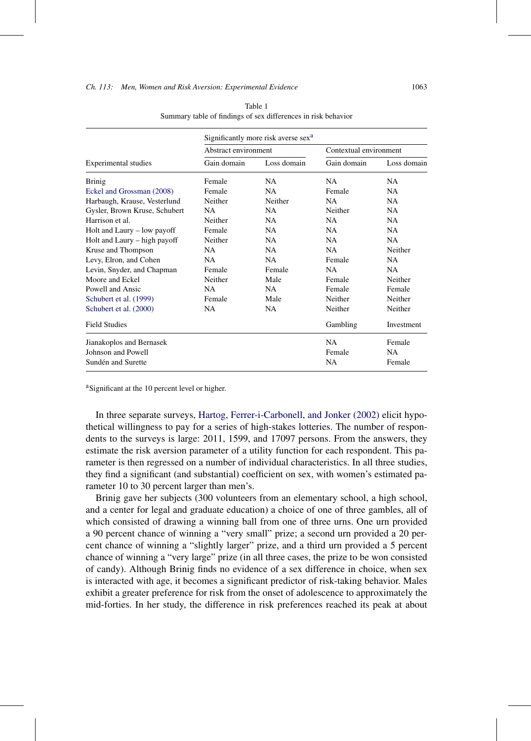Table 1
Summary table of findings of sex differences in risk behavior

| Experimental studies | Significantly more risk averse sex[a] | | | |
|---|---|---|---|---|
| | Abstract environment | | Contextual environment | |
| | Gain domain | Loss domain | Gain domain | Loss domain |
| Brinig | Female | NA | NA | NA |
| Eckel and Grossman (2008) | Female | NA | Female | NA |
| Harbaugh, Krause, Vesterlund | Neither | Neither | NA | NA |
| Gysler, Brown Kruse, Schubert | NA | NA | Neither | NA |
| Harrison et al. | Neither | NA | NA | NA |
| Holt and Laury – low payoff | Female | NA | NA | NA |
| Holt and Laury – high payoff | Neither | NA | NA | NA |
| Kruse and Thompson | NA | NA | NA | Neither |
| Levy, Elron, and Cohen | NA | NA | Female | NA |
| Levin, Snyder, and Chapman | Female | Female | NA | NA |
| Moore and Eckel | Neither | Male | Female | Neither |
| Powell and Ansic | NA | NA | Female | Female |
| Schubert et al. (1999) | Female | Male | Neither | Neither |
| Schubert et al. (2000) | NA | NA | Neither | Neither |
| **Field Studies** | | | Gambling | Investment |
| Jianakoplos and Bernasek | | | NA | Female |
| Johnson and Powell | | | Female | NA |
| Sundén and Surette | | | NA | Female |

[a]Significant at the 10 percent level or higher.

In three separate surveys, Hartog, Ferrer-i-Carbonell, and Jonker (2002) elicit hypothetical willingness to pay for a series of high-stakes lotteries. The number of respondents to the surveys is large: 2011, 1599, and 17097 persons. From the answers, they estimate the risk aversion parameter of a utility function for each respondent. This parameter is then regressed on a number of individual characteristics. In all three studies, they find a significant (and substantial) coefficient on sex, with women's estimated parameter 10 to 30 percent larger than men's.

Brinig gave her subjects (300 volunteers from an elementary school, a high school, and a center for legal and graduate education) a choice of one of three gambles, all of which consisted of drawing a winning ball from one of three urns. One urn provided a 90 percent chance of winning a "very small" prize; a second urn provided a 20 percent chance of winning a "slightly larger" prize, and a third urn provided a 5 percent chance of winning a "very large" prize (in all three cases, the prize to be won consisted of candy). Although Brinig finds no evidence of a sex difference in choice, when sex is interacted with age, it becomes a significant predictor of risk-taking behavior. Males exhibit a greater preference for risk from the onset of adolescence to approximately the mid-forties. In her study, the difference in risk preferences reached its peak at about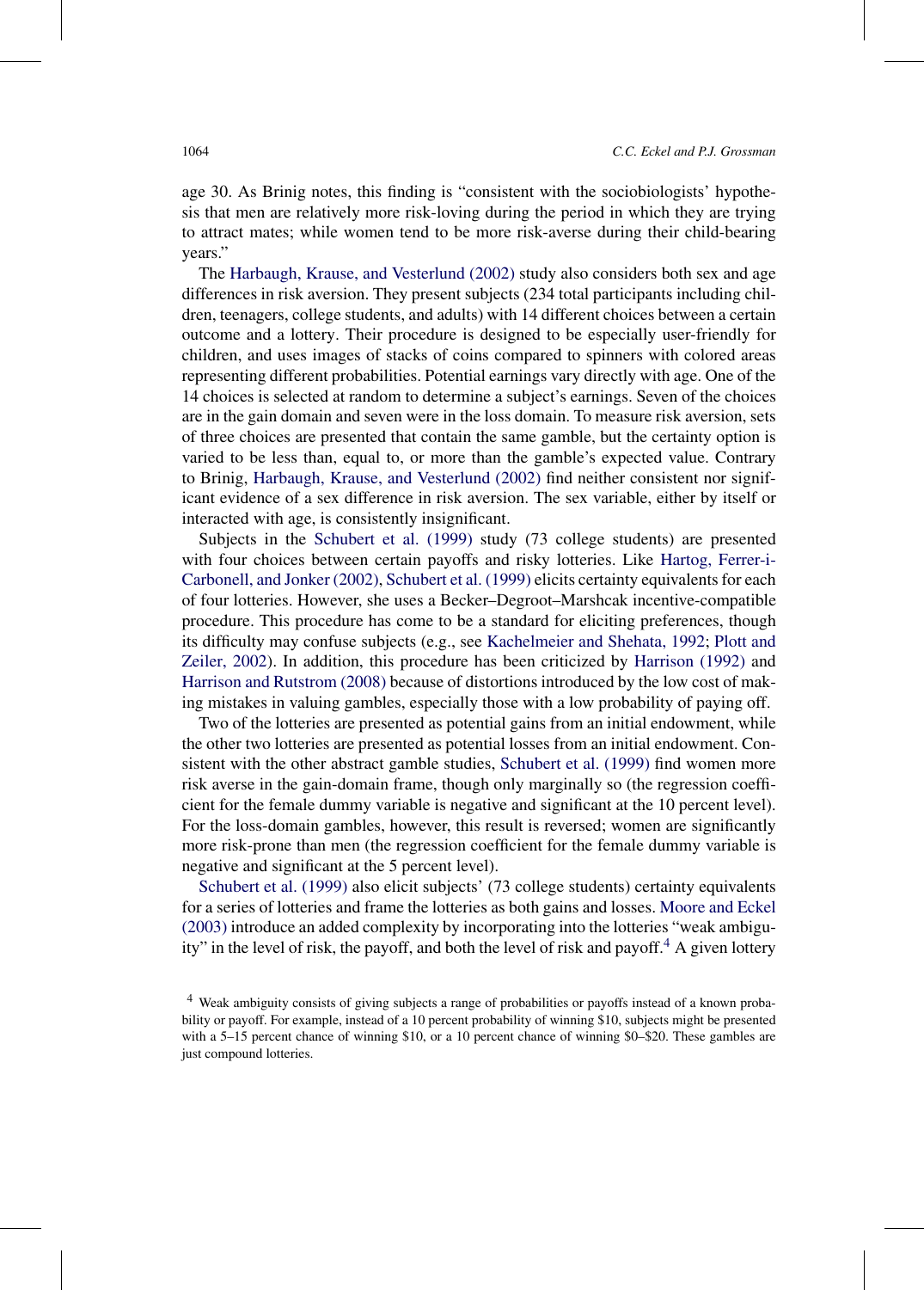age 30. As Brinig notes, this finding is "consistent with the sociobiologists' hypothesis that men are relatively more risk-loving during the period in which they are trying to attract mates; while women tend to be more risk-averse during their child-bearing years."

The Harbaugh, Krause, and Vesterlund (2002) study also considers both sex and age differences in risk aversion. They present subjects (234 total participants including children, teenagers, college students, and adults) with 14 different choices between a certain outcome and a lottery. Their procedure is designed to be especially user-friendly for children, and uses images of stacks of coins compared to spinners with colored areas representing different probabilities. Potential earnings vary directly with age. One of the 14 choices is selected at random to determine a subject's earnings. Seven of the choices are in the gain domain and seven were in the loss domain. To measure risk aversion, sets of three choices are presented that contain the same gamble, but the certainty option is varied to be less than, equal to, or more than the gamble's expected value. Contrary to Brinig, Harbaugh, Krause, and Vesterlund (2002) find neither consistent nor significant evidence of a sex difference in risk aversion. The sex variable, either by itself or interacted with age, is consistently insignificant.

Subjects in the Schubert et al. (1999) study (73 college students) are presented with four choices between certain payoffs and risky lotteries. Like Hartog, Ferrer-i-Carbonell, and Jonker (2002), Schubert et al. (1999) elicits certainty equivalents for each of four lotteries. However, she uses a Becker–Degroot–Marshcak incentive-compatible procedure. This procedure has come to be a standard for eliciting preferences, though its difficulty may confuse subjects (e.g., see Kachelmeier and Shehata, 1992; Plott and Zeiler, 2002). In addition, this procedure has been criticized by Harrison (1992) and Harrison and Rutstrom (2008) because of distortions introduced by the low cost of making mistakes in valuing gambles, especially those with a low probability of paying off.

Two of the lotteries are presented as potential gains from an initial endowment, while the other two lotteries are presented as potential losses from an initial endowment. Consistent with the other abstract gamble studies, Schubert et al. (1999) find women more risk averse in the gain-domain frame, though only marginally so (the regression coefficient for the female dummy variable is negative and significant at the 10 percent level). For the loss-domain gambles, however, this result is reversed; women are significantly more risk-prone than men (the regression coefficient for the female dummy variable is negative and significant at the 5 percent level).

Schubert et al. (1999) also elicit subjects' (73 college students) certainty equivalents for a series of lotteries and frame the lotteries as both gains and losses. Moore and Eckel (2003) introduce an added complexity by incorporating into the lotteries "weak ambiguity" in the level of risk, the payoff, and both the level of risk and payoff.[4] A given lottery

[4] Weak ambiguity consists of giving subjects a range of probabilities or payoffs instead of a known probability or payoff. For example, instead of a 10 percent probability of winning $10, subjects might be presented with a 5–15 percent chance of winning $10, or a 10 percent chance of winning $0–$20. These gambles are just compound lotteries.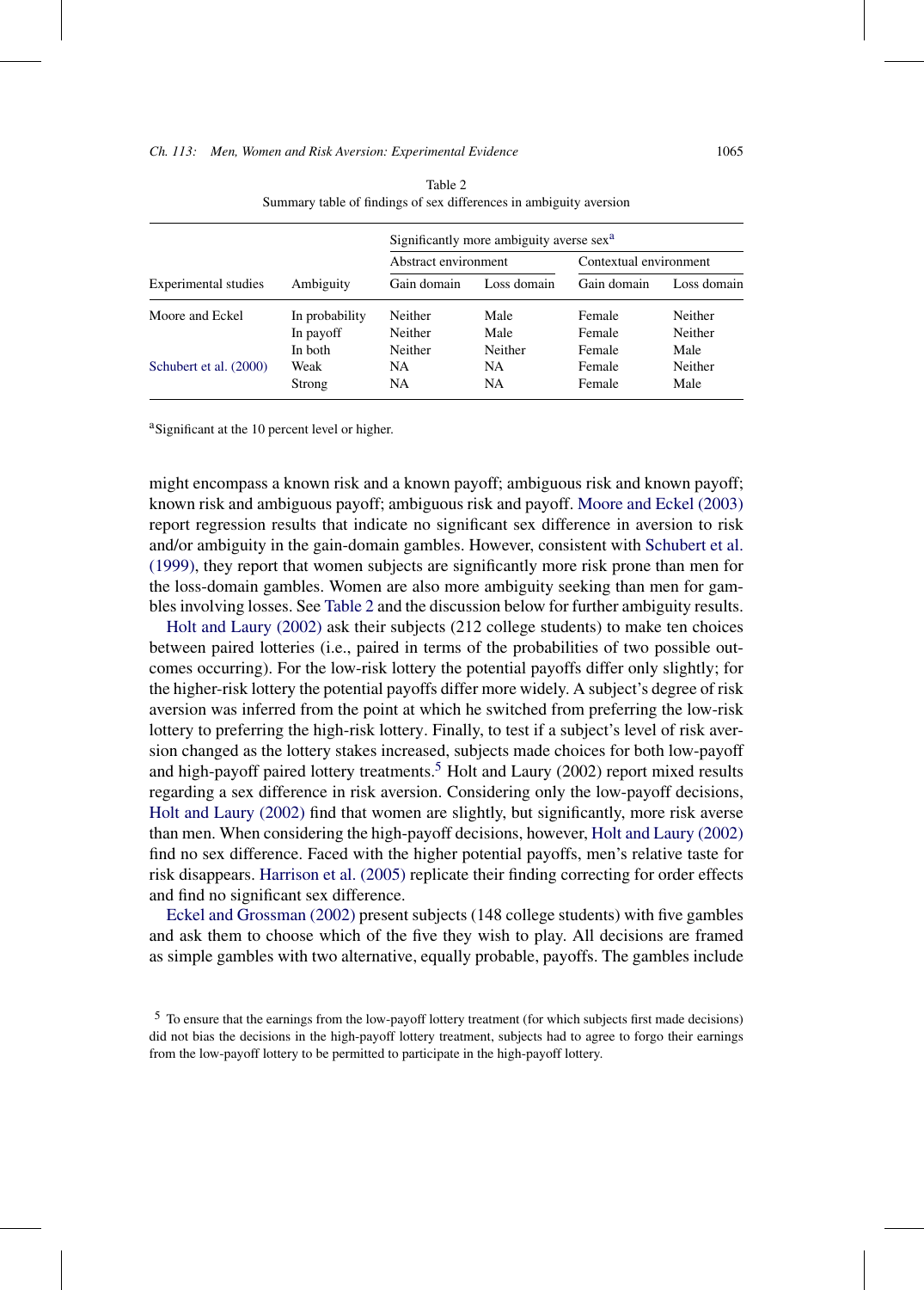Table 2

Summary table of findings of sex differences in ambiguity aversion

| Experimental studies | Ambiguity | Significantly more ambiguity averse sex[a] | | | |
|---|---|---|---|---|---|
| | | Abstract environment | | Contextual environment | |
| | | Gain domain | Loss domain | Gain domain | Loss domain |
| Moore and Eckel | In probability | Neither | Male | Female | Neither |
| | In payoff | Neither | Male | Female | Neither |
| | In both | Neither | Neither | Female | Male |
| Schubert et al. (2000) | Weak | NA | NA | Female | Neither |
| | Strong | NA | NA | Female | Male |

[a]Significant at the 10 percent level or higher.

might encompass a known risk and a known payoff; ambiguous risk and known payoff; known risk and ambiguous payoff; ambiguous risk and payoff. Moore and Eckel (2003) report regression results that indicate no significant sex difference in aversion to risk and/or ambiguity in the gain-domain gambles. However, consistent with Schubert et al. (1999), they report that women subjects are significantly more risk prone than men for the loss-domain gambles. Women are also more ambiguity seeking than men for gambles involving losses. See Table 2 and the discussion below for further ambiguity results.

Holt and Laury (2002) ask their subjects (212 college students) to make ten choices between paired lotteries (i.e., paired in terms of the probabilities of two possible outcomes occurring). For the low-risk lottery the potential payoffs differ only slightly; for the higher-risk lottery the potential payoffs differ more widely. A subject's degree of risk aversion was inferred from the point at which he switched from preferring the low-risk lottery to preferring the high-risk lottery. Finally, to test if a subject's level of risk aversion changed as the lottery stakes increased, subjects made choices for both low-payoff and high-payoff paired lottery treatments.[5] Holt and Laury (2002) report mixed results regarding a sex difference in risk aversion. Considering only the low-payoff decisions, Holt and Laury (2002) find that women are slightly, but significantly, more risk averse than men. When considering the high-payoff decisions, however, Holt and Laury (2002) find no sex difference. Faced with the higher potential payoffs, men's relative taste for risk disappears. Harrison et al. (2005) replicate their finding correcting for order effects and find no significant sex difference.

Eckel and Grossman (2002) present subjects (148 college students) with five gambles and ask them to choose which of the five they wish to play. All decisions are framed as simple gambles with two alternative, equally probable, payoffs. The gambles include

[5] To ensure that the earnings from the low-payoff lottery treatment (for which subjects first made decisions) did not bias the decisions in the high-payoff lottery treatment, subjects had to agree to forgo their earnings from the low-payoff lottery to be permitted to participate in the high-payoff lottery.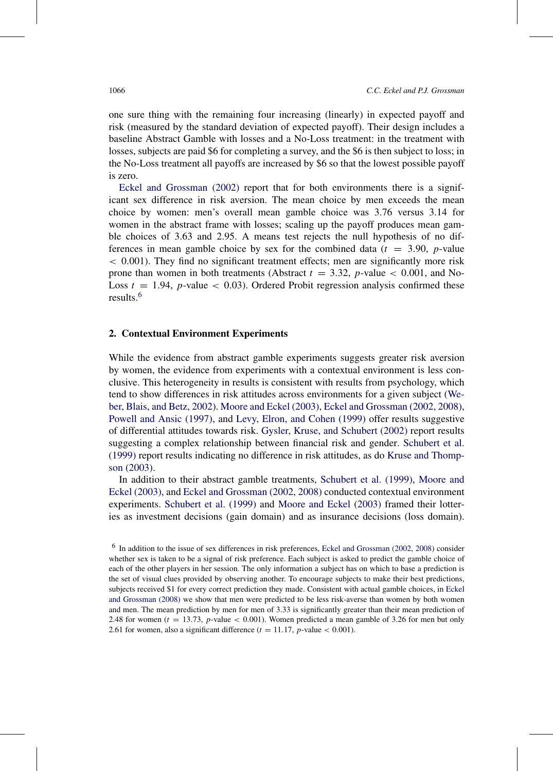one sure thing with the remaining four increasing (linearly) in expected payoff and risk (measured by the standard deviation of expected payoff). Their design includes a baseline Abstract Gamble with losses and a No-Loss treatment: in the treatment with losses, subjects are paid $6 for completing a survey, and the $6 is then subject to loss; in the No-Loss treatment all payoffs are increased by $6 so that the lowest possible payoff is zero.

Eckel and Grossman (2002) report that for both environments there is a significant sex difference in risk aversion. The mean choice by men exceeds the mean choice by women: men's overall mean gamble choice was 3.76 versus 3.14 for women in the abstract frame with losses; scaling up the payoff produces mean gamble choices of 3.63 and 2.95. A means test rejects the null hypothesis of no differences in mean gamble choice by sex for the combined data ($t = 3.90$, $p$-value $< 0.001$). They find no significant treatment effects; men are significantly more risk prone than women in both treatments (Abstract $t = 3.32$, $p$-value $< 0.001$, and No-Loss $t = 1.94$, $p$-value $< 0.03$). Ordered Probit regression analysis confirmed these results.[6]

## 2. Contextual Environment Experiments

While the evidence from abstract gamble experiments suggests greater risk aversion by women, the evidence from experiments with a contextual environment is less conclusive. This heterogeneity in results is consistent with results from psychology, which tend to show differences in risk attitudes across environments for a given subject (Weber, Blais, and Betz, 2002). Moore and Eckel (2003), Eckel and Grossman (2002, 2008), Powell and Ansic (1997), and Levy, Elron, and Cohen (1999) offer results suggestive of differential attitudes towards risk. Gysler, Kruse, and Schubert (2002) report results suggesting a complex relationship between financial risk and gender. Schubert et al. (1999) report results indicating no difference in risk attitudes, as do Kruse and Thompson (2003).

In addition to their abstract gamble treatments, Schubert et al. (1999), Moore and Eckel (2003), and Eckel and Grossman (2002, 2008) conducted contextual environment experiments. Schubert et al. (1999) and Moore and Eckel (2003) framed their lotteries as investment decisions (gain domain) and as insurance decisions (loss domain).

[6] In addition to the issue of sex differences in risk preferences, Eckel and Grossman (2002, 2008) consider whether sex is taken to be a signal of risk preference. Each subject is asked to predict the gamble choice of each of the other players in her session. The only information a subject has on which to base a prediction is the set of visual clues provided by observing another. To encourage subjects to make their best predictions, subjects received $1 for every correct prediction they made. Consistent with actual gamble choices, in Eckel and Grossman (2008) we show that men were predicted to be less risk-averse than women by both women and men. The mean prediction by men for men of 3.33 is significantly greater than their mean prediction of 2.48 for women ($t = 13.73$, $p$-value $< 0.001$). Women predicted a mean gamble of 3.26 for men but only 2.61 for women, also a significant difference ($t = 11.17$, $p$-value $< 0.001$).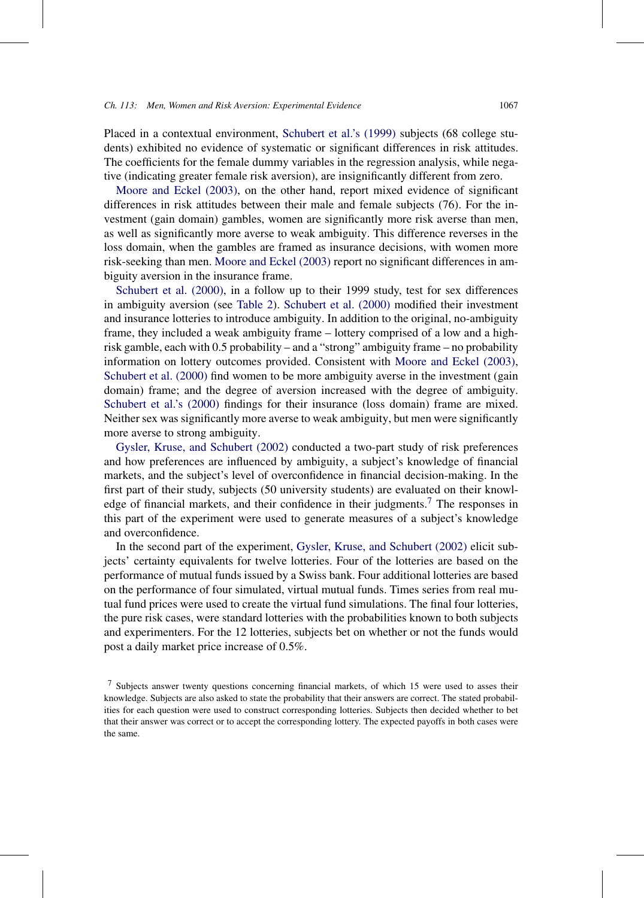Placed in a contextual environment, Schubert et al.'s (1999) subjects (68 college students) exhibited no evidence of systematic or significant differences in risk attitudes. The coefficients for the female dummy variables in the regression analysis, while negative (indicating greater female risk aversion), are insignificantly different from zero.

Moore and Eckel (2003), on the other hand, report mixed evidence of significant differences in risk attitudes between their male and female subjects (76). For the investment (gain domain) gambles, women are significantly more risk averse than men, as well as significantly more averse to weak ambiguity. This difference reverses in the loss domain, when the gambles are framed as insurance decisions, with women more risk-seeking than men. Moore and Eckel (2003) report no significant differences in ambiguity aversion in the insurance frame.

Schubert et al. (2000), in a follow up to their 1999 study, test for sex differences in ambiguity aversion (see Table 2). Schubert et al. (2000) modified their investment and insurance lotteries to introduce ambiguity. In addition to the original, no-ambiguity frame, they included a weak ambiguity frame – lottery comprised of a low and a high-risk gamble, each with 0.5 probability – and a "strong" ambiguity frame – no probability information on lottery outcomes provided. Consistent with Moore and Eckel (2003), Schubert et al. (2000) find women to be more ambiguity averse in the investment (gain domain) frame; and the degree of aversion increased with the degree of ambiguity. Schubert et al.'s (2000) findings for their insurance (loss domain) frame are mixed. Neither sex was significantly more averse to weak ambiguity, but men were significantly more averse to strong ambiguity.

Gysler, Kruse, and Schubert (2002) conducted a two-part study of risk preferences and how preferences are influenced by ambiguity, a subject's knowledge of financial markets, and the subject's level of overconfidence in financial decision-making. In the first part of their study, subjects (50 university students) are evaluated on their knowledge of financial markets, and their confidence in their judgments.[7] The responses in this part of the experiment were used to generate measures of a subject's knowledge and overconfidence.

In the second part of the experiment, Gysler, Kruse, and Schubert (2002) elicit subjects' certainty equivalents for twelve lotteries. Four of the lotteries are based on the performance of mutual funds issued by a Swiss bank. Four additional lotteries are based on the performance of four simulated, virtual mutual funds. Times series from real mutual fund prices were used to create the virtual fund simulations. The final four lotteries, the pure risk cases, were standard lotteries with the probabilities known to both subjects and experimenters. For the 12 lotteries, subjects bet on whether or not the funds would post a daily market price increase of 0.5%.

[7] Subjects answer twenty questions concerning financial markets, of which 15 were used to asses their knowledge. Subjects are also asked to state the probability that their answers are correct. The stated probabilities for each question were used to construct corresponding lotteries. Subjects then decided whether to bet that their answer was correct or to accept the corresponding lottery. The expected payoffs in both cases were the same.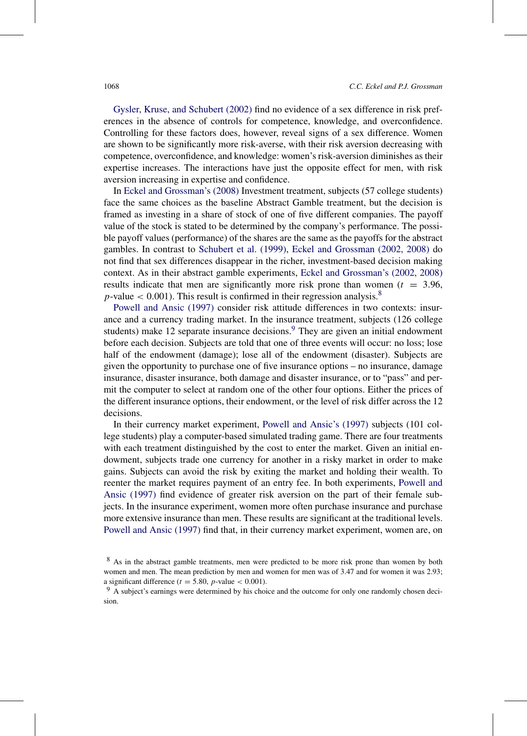Gysler, Kruse, and Schubert (2002) find no evidence of a sex difference in risk preferences in the absence of controls for competence, knowledge, and overconfidence. Controlling for these factors does, however, reveal signs of a sex difference. Women are shown to be significantly more risk-averse, with their risk aversion decreasing with competence, overconfidence, and knowledge: women's risk-aversion diminishes as their expertise increases. The interactions have just the opposite effect for men, with risk aversion increasing in expertise and confidence.

In Eckel and Grossman's (2008) Investment treatment, subjects (57 college students) face the same choices as the baseline Abstract Gamble treatment, but the decision is framed as investing in a share of stock of one of five different companies. The payoff value of the stock is stated to be determined by the company's performance. The possible payoff values (performance) of the shares are the same as the payoffs for the abstract gambles. In contrast to Schubert et al. (1999), Eckel and Grossman (2002, 2008) do not find that sex differences disappear in the richer, investment-based decision making context. As in their abstract gamble experiments, Eckel and Grossman's (2002, 2008) results indicate that men are significantly more risk prone than women ($t = 3.96$, $p$-value $< 0.001$). This result is confirmed in their regression analysis.[8]

Powell and Ansic (1997) consider risk attitude differences in two contexts: insurance and a currency trading market. In the insurance treatment, subjects (126 college students) make 12 separate insurance decisions.[9] They are given an initial endowment before each decision. Subjects are told that one of three events will occur: no loss; lose half of the endowment (damage); lose all of the endowment (disaster). Subjects are given the opportunity to purchase one of five insurance options – no insurance, damage insurance, disaster insurance, both damage and disaster insurance, or to "pass" and permit the computer to select at random one of the other four options. Either the prices of the different insurance options, their endowment, or the level of risk differ across the 12 decisions.

In their currency market experiment, Powell and Ansic's (1997) subjects (101 college students) play a computer-based simulated trading game. There are four treatments with each treatment distinguished by the cost to enter the market. Given an initial endowment, subjects trade one currency for another in a risky market in order to make gains. Subjects can avoid the risk by exiting the market and holding their wealth. To reenter the market requires payment of an entry fee. In both experiments, Powell and Ansic (1997) find evidence of greater risk aversion on the part of their female subjects. In the insurance experiment, women more often purchase insurance and purchase more extensive insurance than men. These results are significant at the traditional levels. Powell and Ansic (1997) find that, in their currency market experiment, women are, on

[8] As in the abstract gamble treatments, men were predicted to be more risk prone than women by both women and men. The mean prediction by men and women for men was of 3.47 and for women it was 2.93; a significant difference ($t = 5.80$, $p$-value $< 0.001$).

[9] A subject's earnings were determined by his choice and the outcome for only one randomly chosen decision.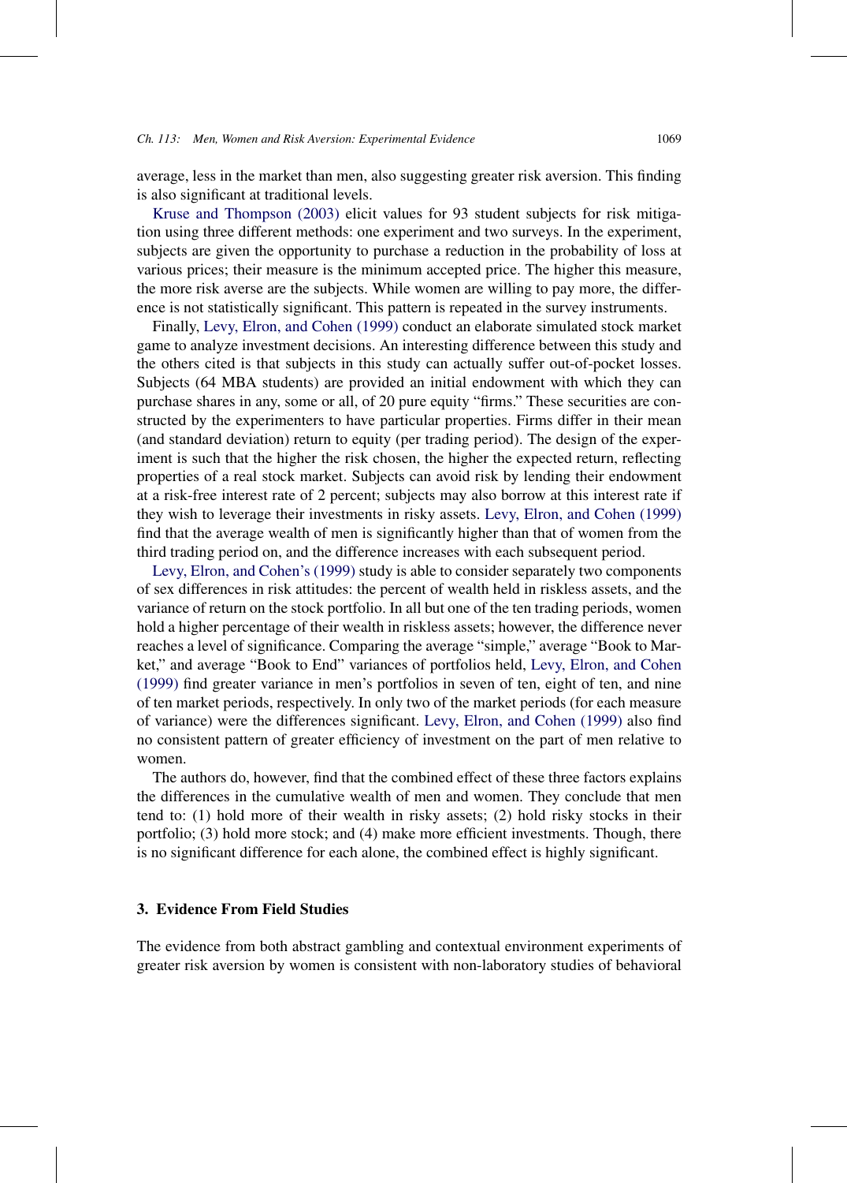average, less in the market than men, also suggesting greater risk aversion. This finding is also significant at traditional levels.

Kruse and Thompson (2003) elicit values for 93 student subjects for risk mitigation using three different methods: one experiment and two surveys. In the experiment, subjects are given the opportunity to purchase a reduction in the probability of loss at various prices; their measure is the minimum accepted price. The higher this measure, the more risk averse are the subjects. While women are willing to pay more, the difference is not statistically significant. This pattern is repeated in the survey instruments.

Finally, Levy, Elron, and Cohen (1999) conduct an elaborate simulated stock market game to analyze investment decisions. An interesting difference between this study and the others cited is that subjects in this study can actually suffer out-of-pocket losses. Subjects (64 MBA students) are provided an initial endowment with which they can purchase shares in any, some or all, of 20 pure equity "firms." These securities are constructed by the experimenters to have particular properties. Firms differ in their mean (and standard deviation) return to equity (per trading period). The design of the experiment is such that the higher the risk chosen, the higher the expected return, reflecting properties of a real stock market. Subjects can avoid risk by lending their endowment at a risk-free interest rate of 2 percent; subjects may also borrow at this interest rate if they wish to leverage their investments in risky assets. Levy, Elron, and Cohen (1999) find that the average wealth of men is significantly higher than that of women from the third trading period on, and the difference increases with each subsequent period.

Levy, Elron, and Cohen's (1999) study is able to consider separately two components of sex differences in risk attitudes: the percent of wealth held in riskless assets, and the variance of return on the stock portfolio. In all but one of the ten trading periods, women hold a higher percentage of their wealth in riskless assets; however, the difference never reaches a level of significance. Comparing the average "simple," average "Book to Market," and average "Book to End" variances of portfolios held, Levy, Elron, and Cohen (1999) find greater variance in men's portfolios in seven of ten, eight of ten, and nine of ten market periods, respectively. In only two of the market periods (for each measure of variance) were the differences significant. Levy, Elron, and Cohen (1999) also find no consistent pattern of greater efficiency of investment on the part of men relative to women.

The authors do, however, find that the combined effect of these three factors explains the differences in the cumulative wealth of men and women. They conclude that men tend to: (1) hold more of their wealth in risky assets; (2) hold risky stocks in their portfolio; (3) hold more stock; and (4) make more efficient investments. Though, there is no significant difference for each alone, the combined effect is highly significant.

## 3. Evidence From Field Studies

The evidence from both abstract gambling and contextual environment experiments of greater risk aversion by women is consistent with non-laboratory studies of behavioral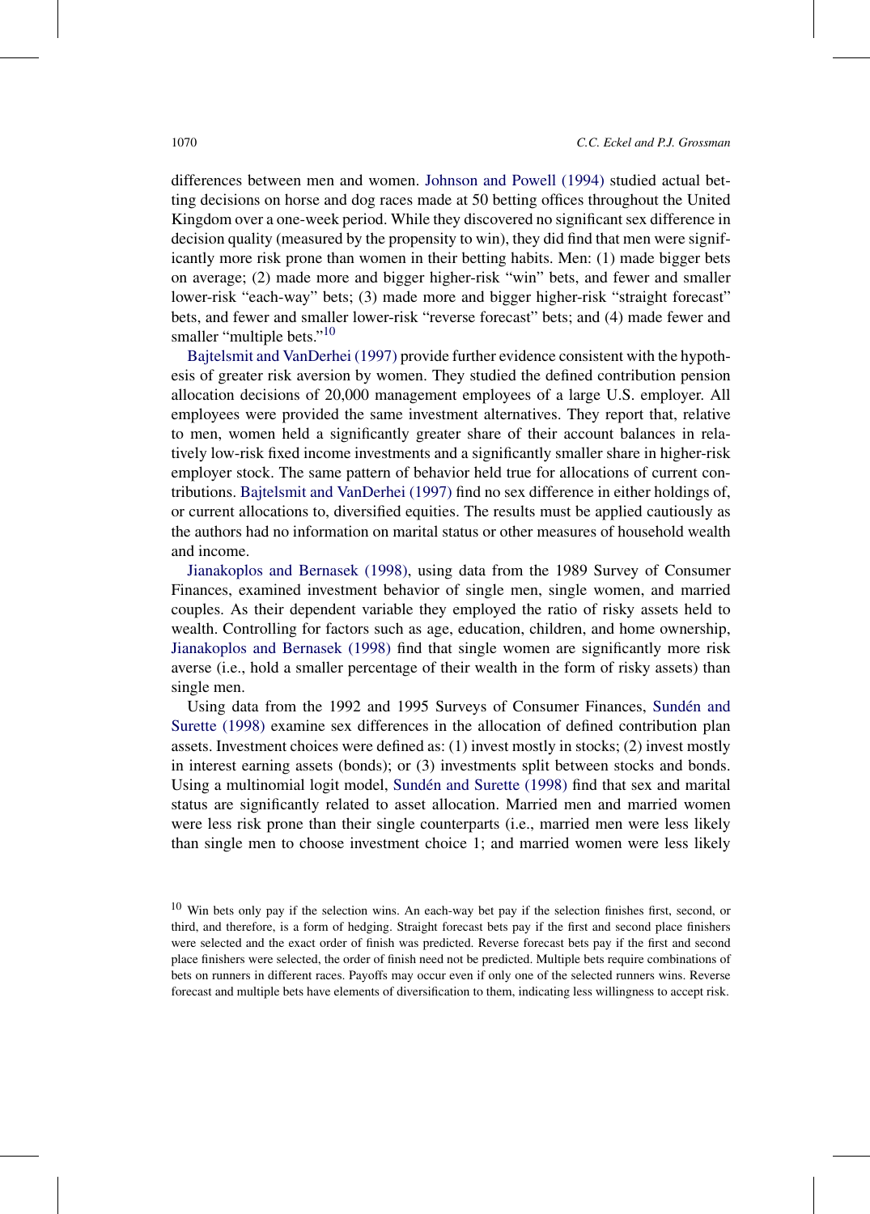differences between men and women. Johnson and Powell (1994) studied actual betting decisions on horse and dog races made at 50 betting offices throughout the United Kingdom over a one-week period. While they discovered no significant sex difference in decision quality (measured by the propensity to win), they did find that men were significantly more risk prone than women in their betting habits. Men: (1) made bigger bets on average; (2) made more and bigger higher-risk "win" bets, and fewer and smaller lower-risk "each-way" bets; (3) made more and bigger higher-risk "straight forecast" bets, and fewer and smaller lower-risk "reverse forecast" bets; and (4) made fewer and smaller "multiple bets."[10]

Bajtelsmit and VanDerhei (1997) provide further evidence consistent with the hypothesis of greater risk aversion by women. They studied the defined contribution pension allocation decisions of 20,000 management employees of a large U.S. employer. All employees were provided the same investment alternatives. They report that, relative to men, women held a significantly greater share of their account balances in relatively low-risk fixed income investments and a significantly smaller share in higher-risk employer stock. The same pattern of behavior held true for allocations of current contributions. Bajtelsmit and VanDerhei (1997) find no sex difference in either holdings of, or current allocations to, diversified equities. The results must be applied cautiously as the authors had no information on marital status or other measures of household wealth and income.

Jianakoplos and Bernasek (1998), using data from the 1989 Survey of Consumer Finances, examined investment behavior of single men, single women, and married couples. As their dependent variable they employed the ratio of risky assets held to wealth. Controlling for factors such as age, education, children, and home ownership, Jianakoplos and Bernasek (1998) find that single women are significantly more risk averse (i.e., hold a smaller percentage of their wealth in the form of risky assets) than single men.

Using data from the 1992 and 1995 Surveys of Consumer Finances, Sundén and Surette (1998) examine sex differences in the allocation of defined contribution plan assets. Investment choices were defined as: (1) invest mostly in stocks; (2) invest mostly in interest earning assets (bonds); or (3) investments split between stocks and bonds. Using a multinomial logit model, Sundén and Surette (1998) find that sex and marital status are significantly related to asset allocation. Married men and married women were less risk prone than their single counterparts (i.e., married men were less likely than single men to choose investment choice 1; and married women were less likely

[10] Win bets only pay if the selection wins. An each-way bet pay if the selection finishes first, second, or third, and therefore, is a form of hedging. Straight forecast bets pay if the first and second place finishers were selected and the exact order of finish was predicted. Reverse forecast bets pay if the first and second place finishers were selected, the order of finish need not be predicted. Multiple bets require combinations of bets on runners in different races. Payoffs may occur even if only one of the selected runners wins. Reverse forecast and multiple bets have elements of diversification to them, indicating less willingness to accept risk.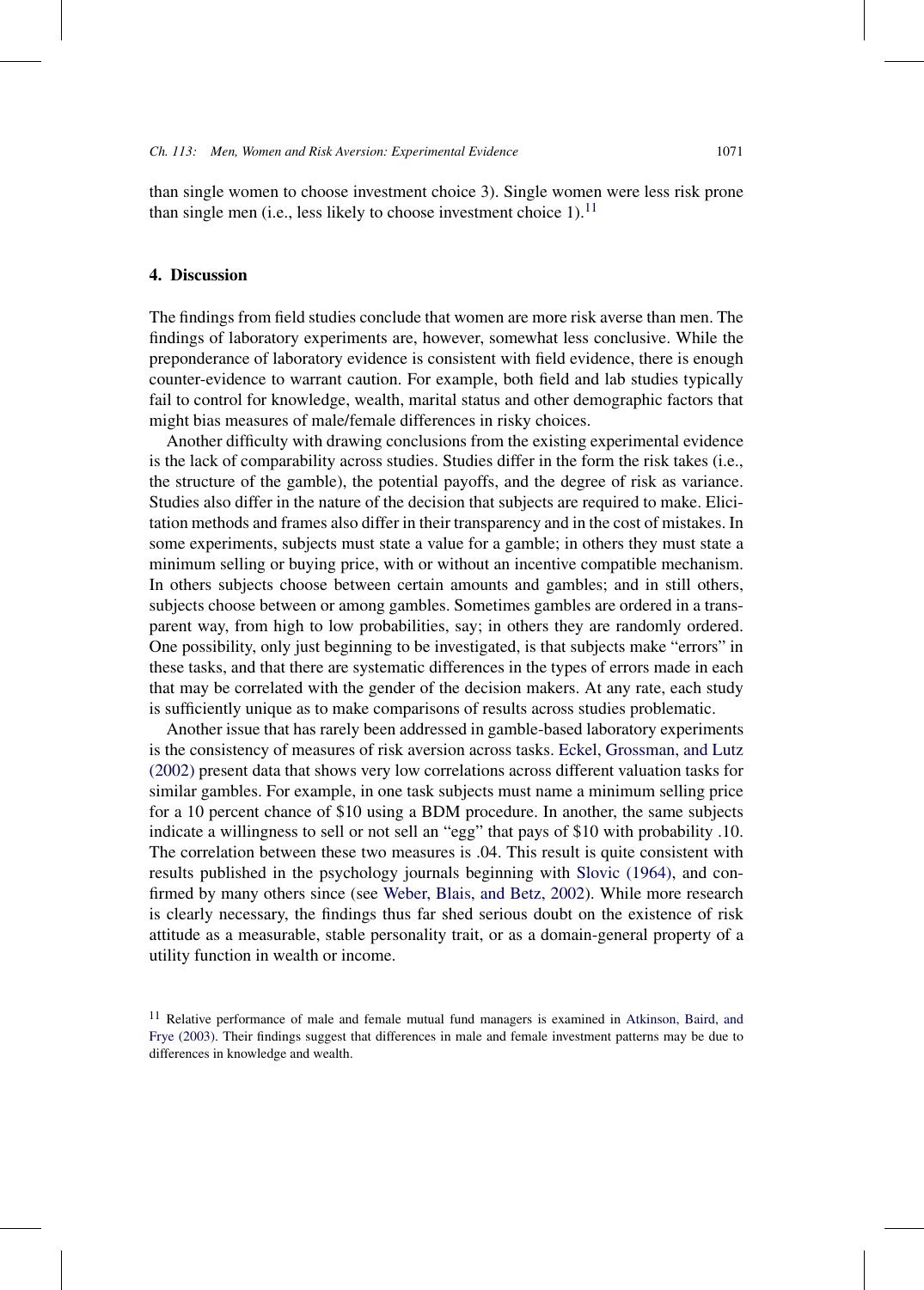than single women to choose investment choice 3). Single women were less risk prone than single men (i.e., less likely to choose investment choice 1).[11]

## 4. Discussion

The findings from field studies conclude that women are more risk averse than men. The findings of laboratory experiments are, however, somewhat less conclusive. While the preponderance of laboratory evidence is consistent with field evidence, there is enough counter-evidence to warrant caution. For example, both field and lab studies typically fail to control for knowledge, wealth, marital status and other demographic factors that might bias measures of male/female differences in risky choices.

Another difficulty with drawing conclusions from the existing experimental evidence is the lack of comparability across studies. Studies differ in the form the risk takes (i.e., the structure of the gamble), the potential payoffs, and the degree of risk as variance. Studies also differ in the nature of the decision that subjects are required to make. Elicitation methods and frames also differ in their transparency and in the cost of mistakes. In some experiments, subjects must state a value for a gamble; in others they must state a minimum selling or buying price, with or without an incentive compatible mechanism. In others subjects choose between certain amounts and gambles; and in still others, subjects choose between or among gambles. Sometimes gambles are ordered in a transparent way, from high to low probabilities, say; in others they are randomly ordered. One possibility, only just beginning to be investigated, is that subjects make "errors" in these tasks, and that there are systematic differences in the types of errors made in each that may be correlated with the gender of the decision makers. At any rate, each study is sufficiently unique as to make comparisons of results across studies problematic.

Another issue that has rarely been addressed in gamble-based laboratory experiments is the consistency of measures of risk aversion across tasks. Eckel, Grossman, and Lutz (2002) present data that shows very low correlations across different valuation tasks for similar gambles. For example, in one task subjects must name a minimum selling price for a 10 percent chance of $10 using a BDM procedure. In another, the same subjects indicate a willingness to sell or not sell an "egg" that pays of $10 with probability .10. The correlation between these two measures is .04. This result is quite consistent with results published in the psychology journals beginning with Slovic (1964), and confirmed by many others since (see Weber, Blais, and Betz, 2002). While more research is clearly necessary, the findings thus far shed serious doubt on the existence of risk attitude as a measurable, stable personality trait, or as a domain-general property of a utility function in wealth or income.

[11] Relative performance of male and female mutual fund managers is examined in Atkinson, Baird, and Frye (2003). Their findings suggest that differences in male and female investment patterns may be due to differences in knowledge and wealth.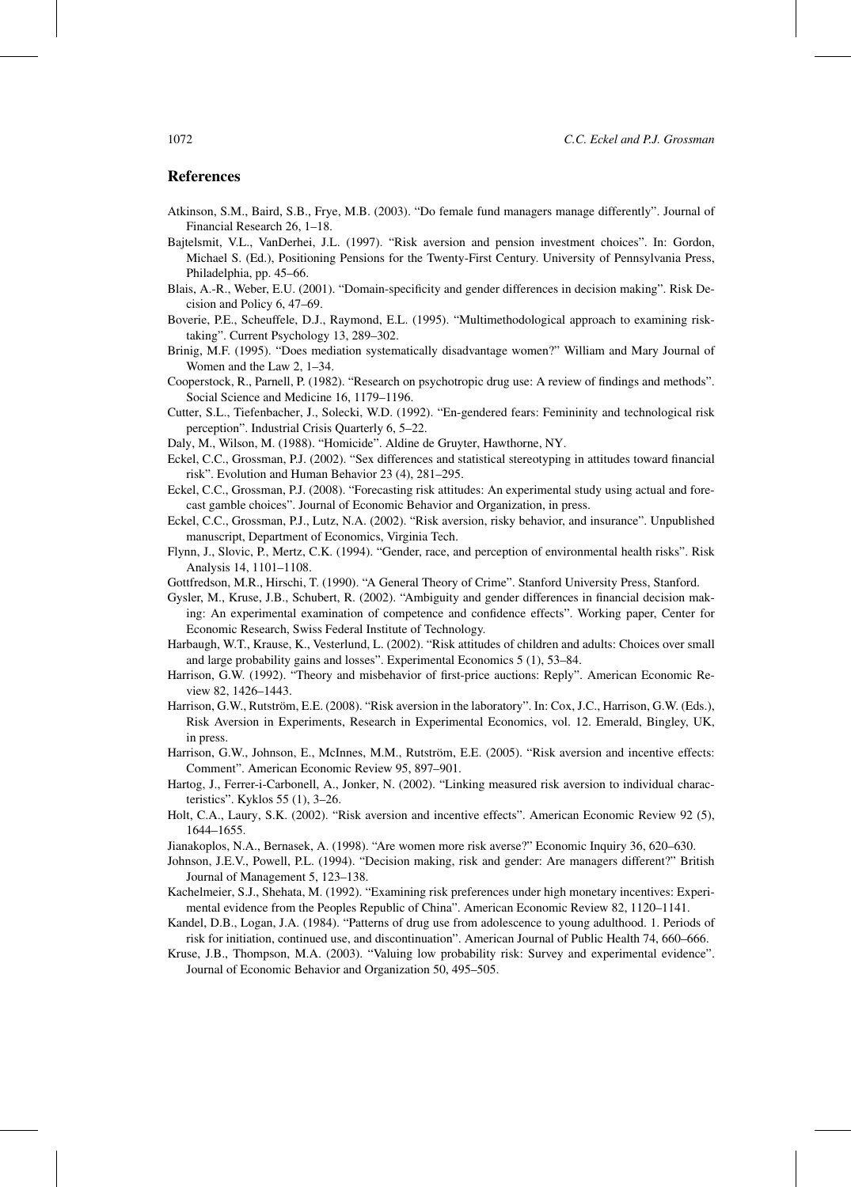## References

Atkinson, S.M., Baird, S.B., Frye, M.B. (2003). "Do female fund managers manage differently". Journal of Financial Research 26, 1–18.

Bajtelsmit, V.L., VanDerhei, J.L. (1997). "Risk aversion and pension investment choices". In: Gordon, Michael S. (Ed.), Positioning Pensions for the Twenty-First Century. University of Pennsylvania Press, Philadelphia, pp. 45–66.

Blais, A.-R., Weber, E.U. (2001). "Domain-specificity and gender differences in decision making". Risk Decision and Policy 6, 47–69.

Boverie, P.E., Scheuffele, D.J., Raymond, E.L. (1995). "Multimethodological approach to examining risk-taking". Current Psychology 13, 289–302.

Brinig, M.F. (1995). "Does mediation systematically disadvantage women?" William and Mary Journal of Women and the Law 2, 1–34.

Cooperstock, R., Parnell, P. (1982). "Research on psychotropic drug use: A review of findings and methods". Social Science and Medicine 16, 1179–1196.

Cutter, S.L., Tiefenbacher, J., Solecki, W.D. (1992). "En-gendered fears: Femininity and technological risk perception". Industrial Crisis Quarterly 6, 5–22.

Daly, M., Wilson, M. (1988). "Homicide". Aldine de Gruyter, Hawthorne, NY.

Eckel, C.C., Grossman, P.J. (2002). "Sex differences and statistical stereotyping in attitudes toward financial risk". Evolution and Human Behavior 23 (4), 281–295.

Eckel, C.C., Grossman, P.J. (2008). "Forecasting risk attitudes: An experimental study using actual and forecast gamble choices". Journal of Economic Behavior and Organization, in press.

Eckel, C.C., Grossman, P.J., Lutz, N.A. (2002). "Risk aversion, risky behavior, and insurance". Unpublished manuscript, Department of Economics, Virginia Tech.

Flynn, J., Slovic, P., Mertz, C.K. (1994). "Gender, race, and perception of environmental health risks". Risk Analysis 14, 1101–1108.

Gottfredson, M.R., Hirschi, T. (1990). "A General Theory of Crime". Stanford University Press, Stanford.

Gysler, M., Kruse, J.B., Schubert, R. (2002). "Ambiguity and gender differences in financial decision making: An experimental examination of competence and confidence effects". Working paper, Center for Economic Research, Swiss Federal Institute of Technology.

Harbaugh, W.T., Krause, K., Vesterlund, L. (2002). "Risk attitudes of children and adults: Choices over small and large probability gains and losses". Experimental Economics 5 (1), 53–84.

Harrison, G.W. (1992). "Theory and misbehavior of first-price auctions: Reply". American Economic Review 82, 1426–1443.

Harrison, G.W., Rutström, E.E. (2008). "Risk aversion in the laboratory". In: Cox, J.C., Harrison, G.W. (Eds.), Risk Aversion in Experiments, Research in Experimental Economics, vol. 12. Emerald, Bingley, UK, in press.

Harrison, G.W., Johnson, E., McInnes, M.M., Rutström, E.E. (2005). "Risk aversion and incentive effects: Comment". American Economic Review 95, 897–901.

Hartog, J., Ferrer-i-Carbonell, A., Jonker, N. (2002). "Linking measured risk aversion to individual characteristics". Kyklos 55 (1), 3–26.

Holt, C.A., Laury, S.K. (2002). "Risk aversion and incentive effects". American Economic Review 92 (5), 1644–1655.

Jianakoplos, N.A., Bernasek, A. (1998). "Are women more risk averse?" Economic Inquiry 36, 620–630.

Johnson, J.E.V., Powell, P.L. (1994). "Decision making, risk and gender: Are managers different?" British Journal of Management 5, 123–138.

Kachelmeier, S.J., Shehata, M. (1992). "Examining risk preferences under high monetary incentives: Experimental evidence from the Peoples Republic of China". American Economic Review 82, 1120–1141.

Kandel, D.B., Logan, J.A. (1984). "Patterns of drug use from adolescence to young adulthood. 1. Periods of risk for initiation, continued use, and discontinuation". American Journal of Public Health 74, 660–666.

Kruse, J.B., Thompson, M.A. (2003). "Valuing low probability risk: Survey and experimental evidence". Journal of Economic Behavior and Organization 50, 495–505.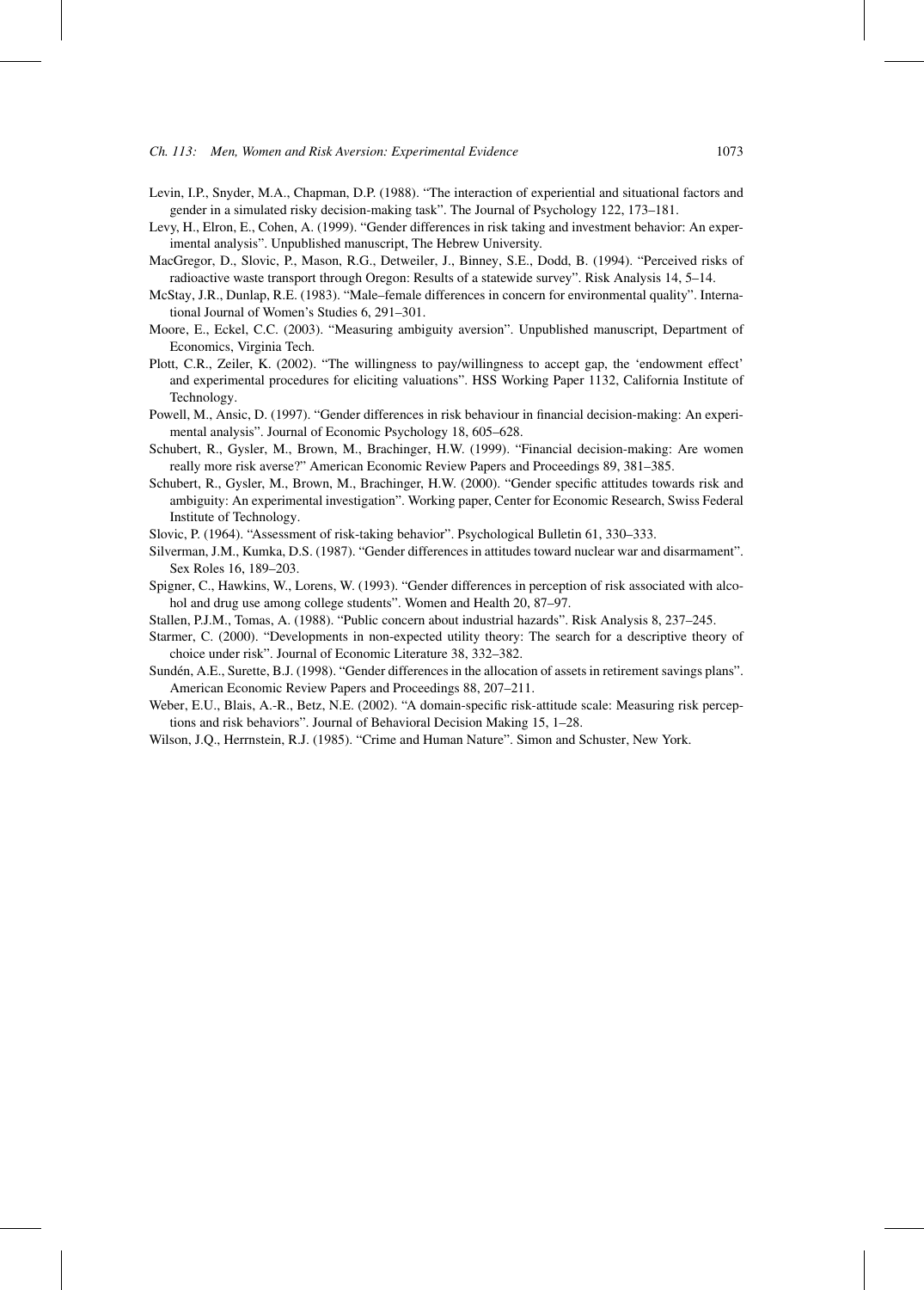Levin, I.P., Snyder, M.A., Chapman, D.P. (1988). "The interaction of experiential and situational factors and gender in a simulated risky decision-making task". The Journal of Psychology 122, 173–181.

Levy, H., Elron, E., Cohen, A. (1999). "Gender differences in risk taking and investment behavior: An experimental analysis". Unpublished manuscript, The Hebrew University.

MacGregor, D., Slovic, P., Mason, R.G., Detweiler, J., Binney, S.E., Dodd, B. (1994). "Perceived risks of radioactive waste transport through Oregon: Results of a statewide survey". Risk Analysis 14, 5–14.

McStay, J.R., Dunlap, R.E. (1983). "Male–female differences in concern for environmental quality". International Journal of Women's Studies 6, 291–301.

Moore, E., Eckel, C.C. (2003). "Measuring ambiguity aversion". Unpublished manuscript, Department of Economics, Virginia Tech.

Plott, C.R., Zeiler, K. (2002). "The willingness to pay/willingness to accept gap, the 'endowment effect' and experimental procedures for eliciting valuations". HSS Working Paper 1132, California Institute of Technology.

Powell, M., Ansic, D. (1997). "Gender differences in risk behaviour in financial decision-making: An experimental analysis". Journal of Economic Psychology 18, 605–628.

Schubert, R., Gysler, M., Brown, M., Brachinger, H.W. (1999). "Financial decision-making: Are women really more risk averse?" American Economic Review Papers and Proceedings 89, 381–385.

Schubert, R., Gysler, M., Brown, M., Brachinger, H.W. (2000). "Gender specific attitudes towards risk and ambiguity: An experimental investigation". Working paper, Center for Economic Research, Swiss Federal Institute of Technology.

Slovic, P. (1964). "Assessment of risk-taking behavior". Psychological Bulletin 61, 330–333.

Silverman, J.M., Kumka, D.S. (1987). "Gender differences in attitudes toward nuclear war and disarmament". Sex Roles 16, 189–203.

Spigner, C., Hawkins, W., Lorens, W. (1993). "Gender differences in perception of risk associated with alcohol and drug use among college students". Women and Health 20, 87–97.

Stallen, P.J.M., Tomas, A. (1988). "Public concern about industrial hazards". Risk Analysis 8, 237–245.

Starmer, C. (2000). "Developments in non-expected utility theory: The search for a descriptive theory of choice under risk". Journal of Economic Literature 38, 332–382.

Sundén, A.E., Surette, B.J. (1998). "Gender differences in the allocation of assets in retirement savings plans". American Economic Review Papers and Proceedings 88, 207–211.

Weber, E.U., Blais, A.-R., Betz, N.E. (2002). "A domain-specific risk-attitude scale: Measuring risk perceptions and risk behaviors". Journal of Behavioral Decision Making 15, 1–28.

Wilson, J.Q., Herrnstein, R.J. (1985). "Crime and Human Nature". Simon and Schuster, New York.